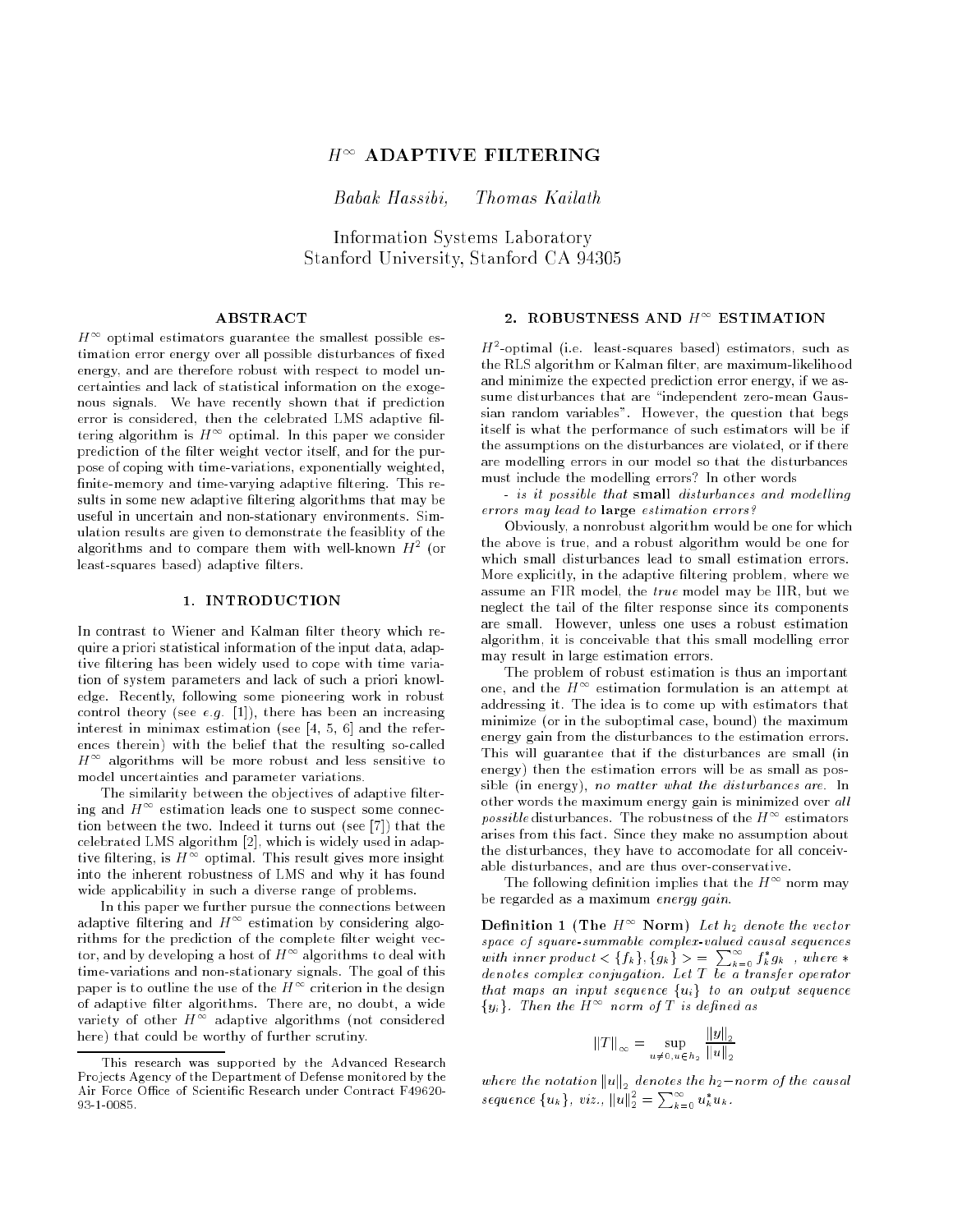# $H^\infty$ ADAPTIVE FILTERING

*Babak Hassibi, Thomas Kailath*

Information Systems Laboratory
Stanford University, Stanford CA 94305

## ABSTRACT

$H^\infty$ optimal estimators guarantee the smallest possible estimation error energy over all possible disturbances of fixed energy, and are therefore robust with respect to model uncertainties and lack of statistical information on the exogenous signals. We have recently shown that if prediction error is considered, then the celebrated LMS adaptive filtering algorithm is $H^\infty$ optimal. In this paper we consider prediction of the filter weight vector itself, and for the purpose of coping with time-variations, exponentially weighted, finite-memory and time-varying adaptive filtering. This results in some new adaptive filtering algorithms that may be useful in uncertain and non-stationary environments. Simulation results are given to demonstrate the feasiblity of the algorithms and to compare them with well-known $H^2$ (or least-squares based) adaptive filters.

## 1. INTRODUCTION

In contrast to Wiener and Kalman filter theory which require a priori statistical information of the input data, adaptive filtering has been widely used to cope with time variation of system parameters and lack of such a priori knowledge. Recently, following some pioneering work in robust control theory (see *e.g.* [1]), there has been an increasing interest in minimax estimation (see [4, 5, 6] and the references therein) with the belief that the resulting so-called $H^\infty$ algorithms will be more robust and less sensitive to model uncertainties and parameter variations.

The similarity between the objectives of adaptive filtering and $H^\infty$ estimation leads one to suspect some connection between the two. Indeed it turns out (see [7]) that the celebrated LMS algorithm [2], which is widely used in adaptive filtering, is $H^\infty$ optimal. This result gives more insight into the inherent robustness of LMS and why it has found wide applicability in such a diverse range of problems.

In this paper we further pursue the connections between adaptive filtering and $H^\infty$ estimation by considering algorithms for the prediction of the complete filter weight vector, and by developing a host of $H^\infty$ algorithms to deal with time-variations and non-stationary signals. The goal of this paper is to outline the use of the $H^\infty$ criterion in the design of adaptive filter algorithms. There are, no doubt, a wide variety of other $H^\infty$ adaptive algorithms (not considered here) that could be worthy of further scrutiny.

This research was supported by the Advanced Research Projects Agency of the Department of Defense monitored by the Air Force Office of Scientific Research under Contract F49620-93-1-0085.

## 2. ROBUSTNESS AND $H^\infty$ ESTIMATION

$H^2$-optimal (i.e. least-squares based) estimators, such as the RLS algorithm or Kalman filter, are maximum-likelihood and minimize the expected prediction error energy, if we assume disturbances that are "independent zero-mean Gaussian random variables". However, the question that begs itself is what the performance of such estimators will be if the assumptions on the disturbances are violated, or if there are modelling errors in our model so that the disturbances must include the modelling errors? In other words

- *is it possible that* **small** *disturbances and modelling errors may lead to* **large** *estimation errors?*

Obviously, a nonrobust algorithm would be one for which the above is true, and a robust algorithm would be one for which small disturbances lead to small estimation errors. More explicitly, in the adaptive filtering problem, where we assume an FIR model, the *true* model may be IIR, but we neglect the tail of the filter response since its components are small. However, unless one uses a robust estimation algorithm, it is conceivable that this small modelling error may result in large estimation errors.

The problem of robust estimation is thus an important one, and the $H^\infty$ estimation formulation is an attempt at addressing it. The idea is to come up with estimators that minimize (or in the suboptimal case, bound) the maximum energy gain from the disturbances to the estimation errors. This will guarantee that if the disturbances are small (in energy) then the estimation errors will be as small as possible (in energy), *no matter what the disturbances are*. In other words the maximum energy gain is minimized over *all possible* disturbances. The robustness of the $H^\infty$ estimators arises from this fact. Since they make no assumption about the disturbances, they have to accomodate for all conceivable disturbances, and are thus over-conservative.

The following definition implies that the $H^\infty$ norm may be regarded as a maximum *energy gain*.

**Definition 1 (The $H^\infty$ Norm)** *Let $h_2$ denote the vector space of square-summable complex-valued causal sequences with inner product $<\{f_k\},\{g_k\}> = \sum_{k=0}^{\infty} f_k^* g_k$, where $*$ denotes complex conjugation. Let $T$ be a transfer operator that maps an input sequence $\{u_i\}$ to an output sequence $\{y_i\}$. Then the $H^\infty$ norm of $T$ is defined as*

$$\|T\|_\infty = \sup_{u \neq 0, u \in h_2} \frac{\|y\|_2}{\|u\|_2}$$

*where the notation $\|u\|_2$ denotes the $h_2$-norm of the causal sequence $\{u_k\}$, viz., $\|u\|_2^2 = \sum_{k=0}^{\infty} u_k^* u_k$.*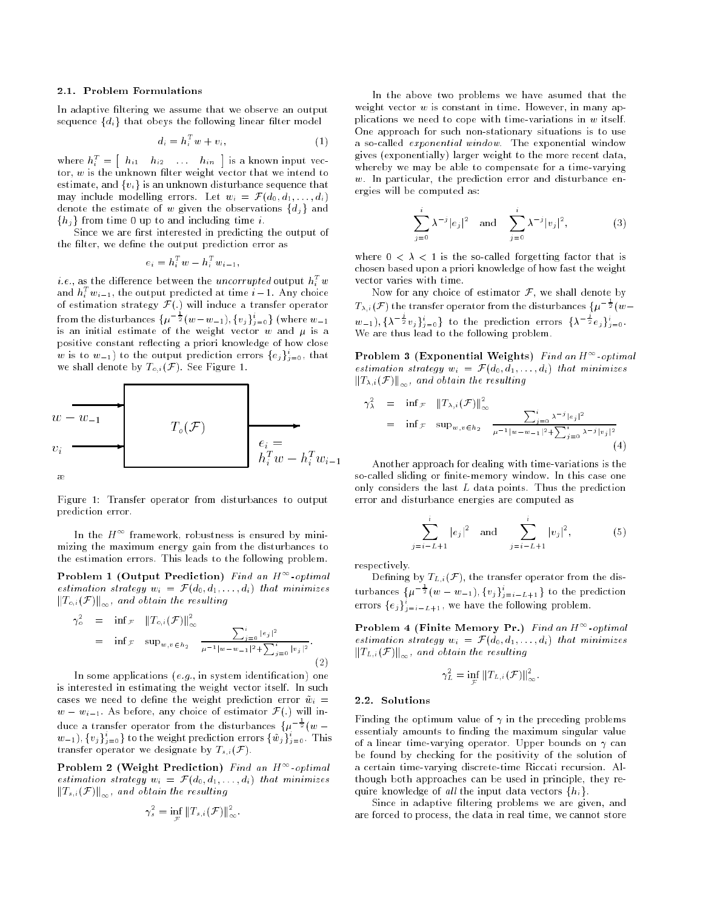### 2.1. Problem Formulations

In adaptive filtering we assume that we observe an output sequence $\{d_i\}$ that obeys the following linear filter model

$$d_i = h_i^T w + v_i, \tag{1}$$

where $h_i^T = \begin{bmatrix} h_{i1} & h_{i2} & \ldots & h_{in} \end{bmatrix}$ is a known input vector, $w$ is the unknown filter weight vector that we intend to estimate, and $\{v_i\}$ is an unknown disturbance sequence that may include modelling errors. Let $w_i = \mathcal{F}(d_0, d_1, \ldots, d_i)$ denote the estimate of $w$ given the observations $\{d_j\}$ and $\{h_j\}$ from time 0 up to and including time $i$.

Since we are first interested in predicting the output of the filter, we define the output prediction error as

$$e_i = h_i^T w - h_i^T w_{i-1},$$

*i.e.*, as the difference between the *uncorrupted* output $h_i^T w$ and $h_i^T w_{i-1}$, the output predicted at time $i-1$. Any choice of estimation strategy $\mathcal{F}(.)$ will induce a transfer operator from the disturbances $\{\mu^{-\frac{1}{2}}(w - w_{-1}), \{v_j\}_{j=0}^i\}$ (where $w_{-1}$ is an initial estimate of the weight vector $w$ and $\mu$ is a positive constant reflecting a priori knowledge of how close $w$ is to $w_{-1}$) to the output prediction errors $\{e_j\}_{j=0}^i$, that we shall denote by $T_{o,i}(\mathcal{F})$. See Figure 1.

Figure 1: Transfer operator from disturbances to output prediction error.

In the $H^\infty$ framework, robustness is ensured by minimizing the maximum energy gain from the disturbances to the estimation errors. This leads to the following problem.

**Problem 1 (Output Prediction)** *Find an $H^\infty$-optimal estimation strategy $w_i = \mathcal{F}(d_0, d_1, \ldots, d_i)$ that minimizes $\|T_{o,i}(\mathcal{F})\|_\infty$, and obtain the resulting*

$$\begin{aligned} \gamma_o^2 &= \inf_{\mathcal{F}} \quad \|T_{o,i}(\mathcal{F})\|_\infty^2 \\ &= \inf_{\mathcal{F}} \quad \sup_{w, v \in h_2} \quad \frac{\sum_{j=0}^i |e_j|^2}{\mu^{-1}|w - w_{-1}|^2 + \sum_{j=0}^i |v_j|^2}. \end{aligned} \tag{2}$$

In some applications (*e.g.*, in system identification) one is interested in estimating the weight vector itself. In such cases we need to define the weight prediction error $\tilde{w}_i = w - w_{i-1}$. As before, any choice of estimator $\mathcal{F}(.)$ will induce a transfer operator from the disturbances $\{\mu^{-\frac{1}{2}}(w - w_{-1}), \{v_j\}_{j=0}^i\}$ to the weight prediction errors $\{\tilde{w}_j\}_{j=0}^i$. This transfer operator we designate by $T_{s,i}(\mathcal{F})$.

**Problem 2 (Weight Prediction)** *Find an $H^\infty$-optimal estimation strategy $w_i = \mathcal{F}(d_0, d_1, \ldots, d_i)$ that minimizes $\|T_{s,i}(\mathcal{F})\|_\infty$, and obtain the resulting*

$$\gamma_s^2 = \inf_{\mathcal{F}} \|T_{s,i}(\mathcal{F})\|_\infty^2.$$

In the above two problems we have asumed that the weight vector $w$ is constant in time. However, in many applications we need to cope with time-variations in $w$ itself. One approach for such non-stationary situations is to use a so-called *exponential window*. The exponential window gives (exponentially) larger weight to the more recent data, whereby we may be able to compensate for a time-varying $w$. In particular, the prediction error and disturbance energies will be computed as:

$$\sum_{j=0}^i \lambda^{-j}|e_j|^2 \quad \text{and} \quad \sum_{j=0}^i \lambda^{-j}|v_j|^2, \tag{3}$$

where $0 < \lambda < 1$ is the so-called forgetting factor that is chosen based upon a priori knowledge of how fast the weight vector varies with time.

Now for any choice of estimator $\mathcal{F}$, we shall denote by $T_{\lambda,i}(\mathcal{F})$ the transfer operator from the disturbances $\{\mu^{-\frac{1}{2}}(w - w_{-1}), \{\lambda^{-\frac{j}{2}}v_j\}_{j=0}^i\}$ to the prediction errors $\{\lambda^{-\frac{j}{2}}e_j\}_{j=0}^i$. We are thus lead to the following problem.

**Problem 3 (Exponential Weights)** *Find an $H^\infty$-optimal estimation strategy $w_i = \mathcal{F}(d_0, d_1, \ldots, d_i)$ that minimizes $\|T_{\lambda,i}(\mathcal{F})\|_\infty$, and obtain the resulting*

$$\begin{aligned} \gamma_\lambda^2 &= \inf_{\mathcal{F}} \quad \|T_{\lambda,i}(\mathcal{F})\|_\infty^2 \\ &= \inf_{\mathcal{F}} \quad \sup_{w, v \in h_2} \quad \frac{\sum_{j=0}^i \lambda^{-j}|e_j|^2}{\mu^{-1}|w - w_{-1}|^2 + \sum_{j=0}^i \lambda^{-j}|v_j|^2} \end{aligned} \tag{4}$$

Another approach for dealing with time-variations is the so-called sliding or finite-memory window. In this case one only considers the last $L$ data points. Thus the prediction error and disturbance energies are computed as

$$\sum_{j=i-L+1}^i |e_j|^2 \quad \text{and} \quad \sum_{j=i-L+1}^i |v_j|^2, \tag{5}$$

respectively.

Defining by $T_{L,i}(\mathcal{F})$, the transfer operator from the disturbances $\{\mu^{-\frac{1}{2}}(w - w_{-1}), \{v_j\}_{j=i-L+1}^i\}$ to the prediction errors $\{e_j\}_{j=i-L+1}^i$, we have the following problem.

**Problem 4 (Finite Memory Pr.)** *Find an $H^\infty$-optimal estimation strategy $w_i = \mathcal{F}(d_0, d_1, \ldots, d_i)$ that minimizes $\|T_{L,i}(\mathcal{F})\|_\infty$, and obtain the resulting*

$$\gamma_L^2 = \inf_{\mathcal{F}} \|T_{L,i}(\mathcal{F})\|_\infty^2.$$

### 2.2. Solutions

Finding the optimum value of $\gamma$ in the preceding problems essentialy amounts to finding the maximum singular value of a linear time-varying operator. Upper bounds on $\gamma$ can be found by checking for the positivity of the solution of a certain time-varying discrete-time Riccati recursion. Although both approaches can be used in principle, they require knowledge of *all* the input data vectors $\{h_i\}$.

Since in adaptive filtering problems we are given, and are forced to process, the data in real time, we cannot store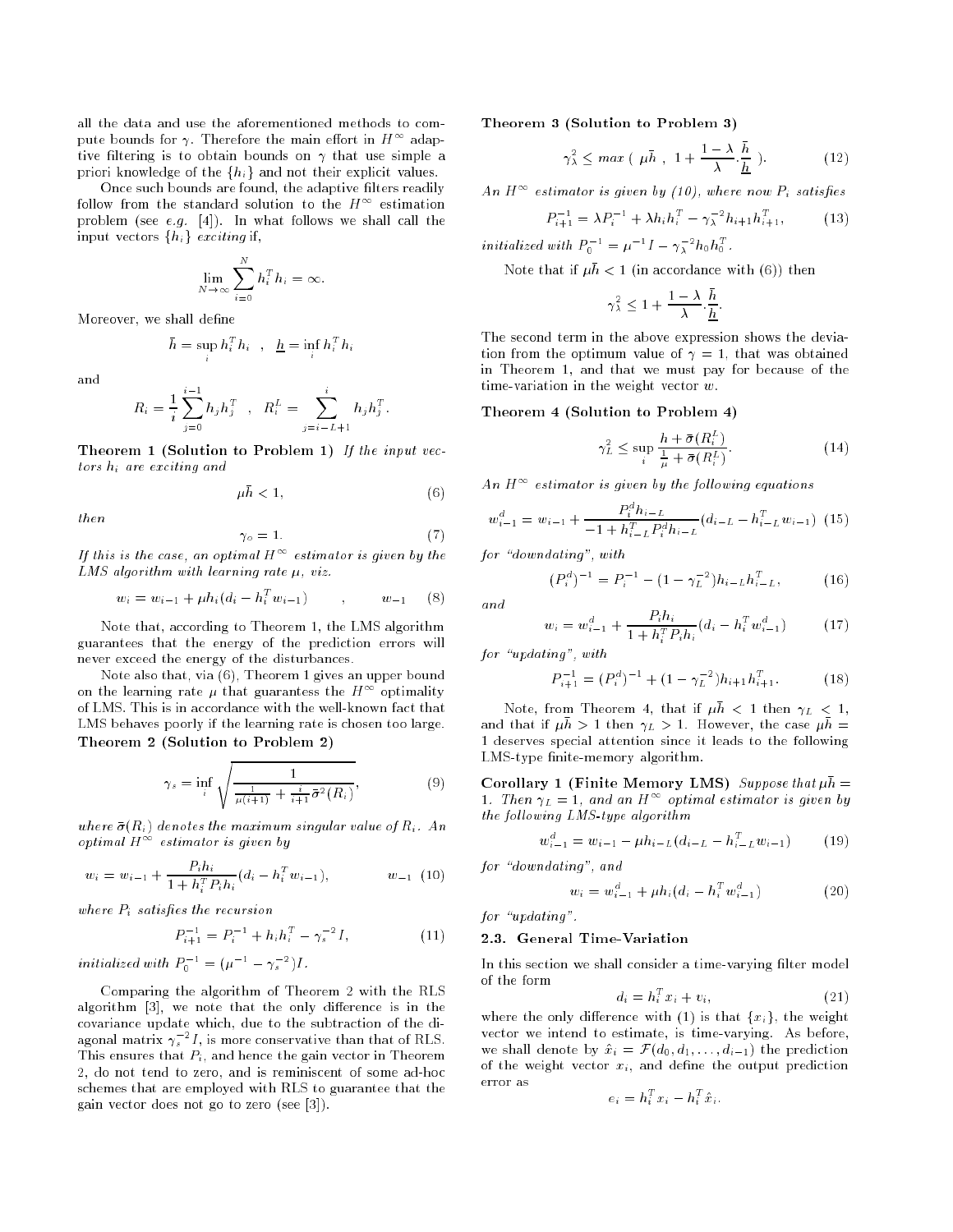all the data and use the aforementioned methods to compute bounds for $\gamma$. Therefore the main effort in $H^\infty$ adaptive filtering is to obtain bounds on $\gamma$ that use simple a priori knowledge of the $\{h_i\}$ and not their explicit values.

Once such bounds are found, the adaptive filters readily follow from the standard solution to the $H^\infty$ estimation problem (see *e.g.* [4]). In what follows we shall call the input vectors $\{h_i\}$ *exciting* if,

$$\lim_{N\to\infty} \sum_{i=0}^{N} h_i^T h_i = \infty.$$

Moreover, we shall define

$$\bar{h} = \sup_i h_i^T h_i \quad , \quad \underline{h} = \inf_i h_i^T h_i$$

and

$$R_i = \frac{1}{i}\sum_{j=0}^{i-1} h_j h_j^T \quad , \quad R_i^L = \sum_{j=i-L+1}^{i} h_j h_j^T .$$

**Theorem 1 (Solution to Problem 1)** *If the input vectors $h_i$ are exciting and*

$$\mu\bar{h} < 1, \tag{6}$$

*then*

$$\gamma_o = 1. \tag{7}$$

*If this is the case, an optimal $H^\infty$ estimator is given by the LMS algorithm with learning rate $\mu$, viz.*

$$w_i = w_{i-1} + \mu h_i(d_i - h_i^T w_{i-1}) \qquad , \qquad w_{-1} \tag{8}$$

Note that, according to Theorem 1, the LMS algorithm guarantees that the energy of the prediction errors will never exceed the energy of the disturbances.

Note also that, via (6), Theorem 1 gives an upper bound on the learning rate $\mu$ that guarantees the $H^\infty$ optimality of LMS. This is in accordance with the well-known fact that LMS behaves poorly if the learning rate is chosen too large.

**Theorem 2 (Solution to Problem 2)**

$$\gamma_s = \inf_i \sqrt{\frac{1}{\frac{1}{\mu(i+1)} + \frac{i}{i+1}\bar{\sigma}^2(R_i)}}, \tag{9}$$

*where $\bar{\sigma}(R_i)$ denotes the maximum singular value of $R_i$. An optimal $H^\infty$ estimator is given by*

$$w_i = w_{i-1} + \frac{P_i h_i}{1 + h_i^T P_i h_i}(d_i - h_i^T w_{i-1}), \qquad w_{-1} \tag{10}$$

*where $P_i$ satisfies the recursion*

$$P_{i+1}^{-1} = P_i^{-1} + h_i h_i^T - \gamma_s^{-2} I, \tag{11}$$

*initialized with $P_0^{-1} = (\mu^{-1} - \gamma_s^{-2})I$.*

Comparing the algorithm of Theorem 2 with the RLS algorithm [3], we note that the only difference is in the covariance update which, due to the subtraction of the diagonal matrix $\gamma_s^{-2}I$, is more conservative than that of RLS. This ensures that $P_i$, and hence the gain vector in Theorem 2, do not tend to zero, and is reminiscent of some ad-hoc schemes that are employed with RLS to guarantee that the gain vector does not go to zero (see [3]).

**Theorem 3 (Solution to Problem 3)**

$$\gamma_\lambda^2 \le max\ (\ \mu\bar{h}\ ,\ 1 + \frac{1-\lambda}{\lambda}.\frac{\bar{h}}{\underline{h}}\ ). \tag{12}$$

*An $H^\infty$ estimator is given by (10), where now $P_i$ satisfies*

$$P_{i+1}^{-1} = \lambda P_i^{-1} + \lambda h_i h_i^T - \gamma_\lambda^{-2} h_{i+1} h_{i+1}^T, \tag{13}$$

*initialized with $P_0^{-1} = \mu^{-1} I - \gamma_\lambda^{-2} h_0 h_0^T$.*

Note that if $\mu\bar{h} < 1$ (in accordance with (6)) then

$$\gamma_\lambda^2 \le 1 + \frac{1-\lambda}{\lambda}.\frac{\bar{h}}{\underline{h}}.$$

The second term in the above expression shows the deviation from the optimum value of $\gamma = 1$, that was obtained in Theorem 1, and that we must pay for because of the time-variation in the weight vector $w$.

**Theorem 4 (Solution to Problem 4)**

$$\gamma_L^2 \le \sup_i \frac{h + \bar{\sigma}(R_i^L)}{\frac{1}{\mu} + \bar{\sigma}(R_i^L)}. \tag{14}$$

*An $H^\infty$ estimator is given by the following equations*

$$w_{i-1}^d = w_{i-1} + \frac{P_i^d h_{i-L}}{-1 + h_{i-L}^T P_i^d h_{i-L}}(d_{i-L} - h_{i-L}^T w_{i-1}) \tag{15}$$

*for "downdating", with*

$$(P_i^d)^{-1} = P_i^{-1} - (1 - \gamma_L^{-2}) h_{i-L} h_{i-L}^T, \tag{16}$$

*and*

$$w_i = w_{i-1}^d + \frac{P_i h_i}{1 + h_i^T P_i h_i}(d_i - h_i^T w_{i-1}^d) \tag{17}$$

*for "updating", with*

$$P_{i+1}^{-1} = (P_i^d)^{-1} + (1 - \gamma_L^{-2}) h_{i+1} h_{i+1}^T. \tag{18}$$

Note, from Theorem 4, that if $\mu\bar{h} < 1$ then $\gamma_L < 1$, and that if $\mu\bar{h} > 1$ then $\gamma_L > 1$. However, the case $\mu\bar{h} = 1$ deserves special attention since it leads to the following LMS-type finite-memory algorithm.

**Corollary 1 (Finite Memory LMS)** *Suppose that $\mu\bar{h} = 1$. Then $\gamma_L = 1$, and an $H^\infty$ optimal estimator is given by the following LMS-type algorithm*

$$w_{i-1}^d = w_{i-1} - \mu h_{i-L}(d_{i-L} - h_{i-L}^T w_{i-1}) \tag{19}$$

*for "downdating", and*

$$w_i = w_{i-1}^d + \mu h_i(d_i - h_i^T w_{i-1}^d) \tag{20}$$

*for "updating".*

### 2.3. General Time-Variation

In this section we shall consider a time-varying filter model of the form

$$d_i = h_i^T x_i + v_i, \tag{21}$$

where the only difference with (1) is that $\{x_i\}$, the weight vector we intend to estimate, is time-varying. As before, we shall denote by $\hat{x}_i = \mathcal{F}(d_0, d_1, \ldots, d_{i-1})$ the prediction of the weight vector $x_i$, and define the output prediction error as

$$e_i = h_i^T x_i - h_i^T \hat{x}_i.$$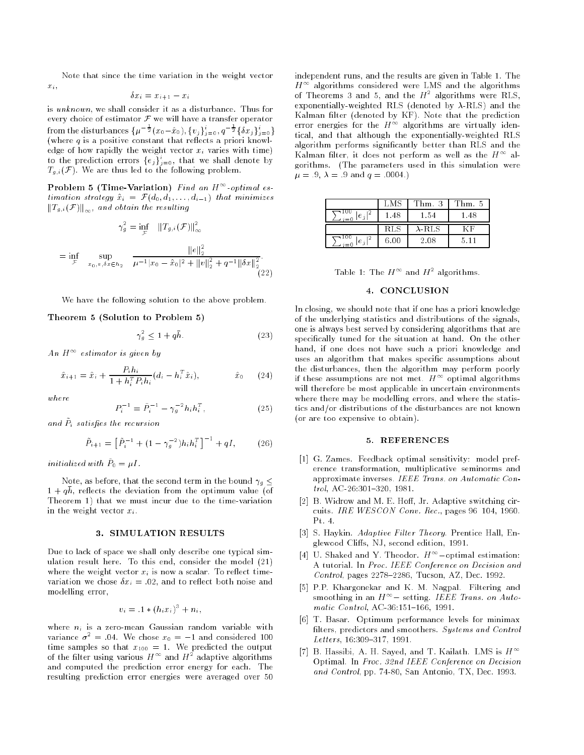Note that since the time variation in the weight vector $x_i$,

$$\delta x_i = x_{i+1} - x_i$$

is *unknown*, we shall consider it as a disturbance. Thus for every choice of estimator $\mathcal{F}$ we will have a transfer operator from the disturbances $\{\mu^{-\frac{1}{2}}(x_0 - \hat{x}_0), \{v_j\}_{j=0}^i, q^{-\frac{1}{2}}\{\delta x_j\}_{j=0}^i\}$ (where $q$ is a positive constant that reflects a priori knowledge of how rapidly the weight vector $x_i$ varies with time) to the prediction errors $\{e_j\}_{j=0}^i$, that we shall denote by $T_{g,i}(\mathcal{F})$. We are thus led to the following problem.

**Problem 5 (Time-Variation)** *Find an $H^\infty$-optimal estimation strategy $\hat{x}_i = \mathcal{F}(d_0, d_1, \ldots, d_{i-1})$ that minimizes $\|T_{g,i}(\mathcal{F})\|_\infty$, and obtain the resulting*

$$\gamma_g^2 = \inf_{\mathcal{F}} \quad \|T_{g,i}(\mathcal{F})\|_\infty^2$$

$$= \inf_{\mathcal{F}} \quad \sup_{x_0, v, \delta x \in h_2} \quad \frac{\|e\|_2^2}{\mu^{-1}|x_0 - \hat{x}_0|^2 + \|v\|_2^2 + q^{-1}\|\delta x\|_2^2}. \tag{22}$$

We have the following solution to the above problem.

**Theorem 5 (Solution to Problem 5)**

$$\gamma_g^2 \leq 1 + q\bar{h}. \tag{23}$$

*An $H^\infty$ estimator is given by*

$$\hat{x}_{i+1} = \hat{x}_i + \frac{P_i h_i}{1 + h_i^T P_i h_i}(d_i - h_i^T \hat{x}_i), \qquad \hat{x}_0 \tag{24}$$

*where*

$$P_i^{-1} = \tilde{P}_i^{-1} - \gamma_g^{-2} h_i h_i^T, \tag{25}$$

*and $\tilde{P}_i$ satisfies the recursion*

$$\tilde{P}_{i+1} = \left[\tilde{P}_i^{-1} + (1 - \gamma_g^{-2}) h_i h_i^T\right]^{-1} + qI, \tag{26}$$

*initialized with $\tilde{P}_0 = \mu I$.*

Note, as before, that the second term in the bound $\gamma_g \leq 1 + q\bar{h}$, reflects the deviation from the optimum value (of Theorem 1) that we must incur due to the time-variation in the weight vector $x_i$.

## 3. SIMULATION RESULTS

Due to lack of space we shall only describe one typical simulation result here. To this end, consider the model (21) where the weight vector $x_i$ is now a scalar. To reflect time-variation we chose $\delta x_i = .02$, and to reflect both noise and modelling error,

$$v_i = .1 * (h_i x_i)^3 + n_i,$$

where $n_i$ is a zero-mean Gaussian random variable with variance $\sigma^2 = .04$. We chose $x_0 = -1$ and considered 100 time samples so that $x_{100} = 1$. We predicted the output of the filter using various $H^\infty$ and $H^2$ adaptive algorithms and computed the prediction error energy for each. The resulting prediction error energies were averaged over 50 independent runs, and the results are given in Table 1. The $H^\infty$ algorithms considered were LMS and the algorithms of Theorems 3 and 5, and the $H^2$ algorithms were RLS, exponentially-weighted RLS (denoted by $\lambda$-RLS) and the Kalman filter (denoted by KF). Note that the prediction error energies for the $H^\infty$ algorithms are virtually identical, and that although the exponentially-weighted RLS algorithm performs significantly better than RLS and the Kalman filter, it does not perform as well as the $H^\infty$ algorithms. (The parameters used in this simulation were $\mu = .9$, $\lambda = .9$ and $q = .0004$.)

| | LMS | Thm. 3 | Thm. 5 |
|---|---|---|---|
| $\sum_{j=0}^{100} \|e_j\|^2$ | 1.48 | 1.54 | 1.48 |
| | RLS | $\lambda$-RLS | KF |
| $\sum_{j=0}^{100} \|e_j\|^2$ | 6.00 | 2.08 | 5.11 |

Table 1: The $H^\infty$ and $H^2$ algorithms.

## 4. CONCLUSION

In closing, we should note that if one has a priori knowledge of the underlying statistics and distributions of the signals, one is always best served by considering algorithms that are specifically tuned for the situation at hand. On the other hand, if one does not have such a priori knowledge and uses an algorithm that makes specific assumptions about the disturbances, then the algorithm may perform poorly if these assumptions are not met. $H^\infty$ optimal algorithms will therefore be most applicable in uncertain environments where there may be modelling errors, and where the statistics and/or distributions of the disturbances are not known (or are too expensive to obtain).

## 5. REFERENCES

[1] G. Zames. Feedback optimal sensitivity: model preference transformation, multiplicative seminorms and approximate inverses. *IEEE Trans. on Automatic Control*, AC-26:301–320, 1981.

[2] B. Widrow and M. E. Hoff, Jr. Adaptive switching circuits. *IRE WESCON Conv. Rec.*, pages 96 104, 1960. Pt. 4.

[3] S. Haykin. *Adaptive Filter Theory*. Prentice Hall, Englewood Cliffs, NJ, second edition, 1991.

[4] U. Shaked and Y. Theodor. $H^\infty-$optimal estimation: A tutorial. In *Proc. IEEE Conference on Decision and Control*, pages 2278–2286, Tucson, AZ, Dec. 1992.

[5] P.P. Khargonekar and K. M. Nagpal. Filtering and smoothing in an $H^\infty-$ setting. *IEEE Trans. on Automatic Control*, AC-36:151–166, 1991.

[6] T. Basar. Optimum performance levels for minimax filters, predictors and smoothers. *Systems and Control Letters*, 16:309–317, 1991.

[7] B. Hassibi, A. H. Sayed, and T. Kailath. LMS is $H^\infty$ Optimal. In *Proc. 32nd IEEE Conference on Decision and Control*, pp. 74-80, San Antonio, TX, Dec. 1993.